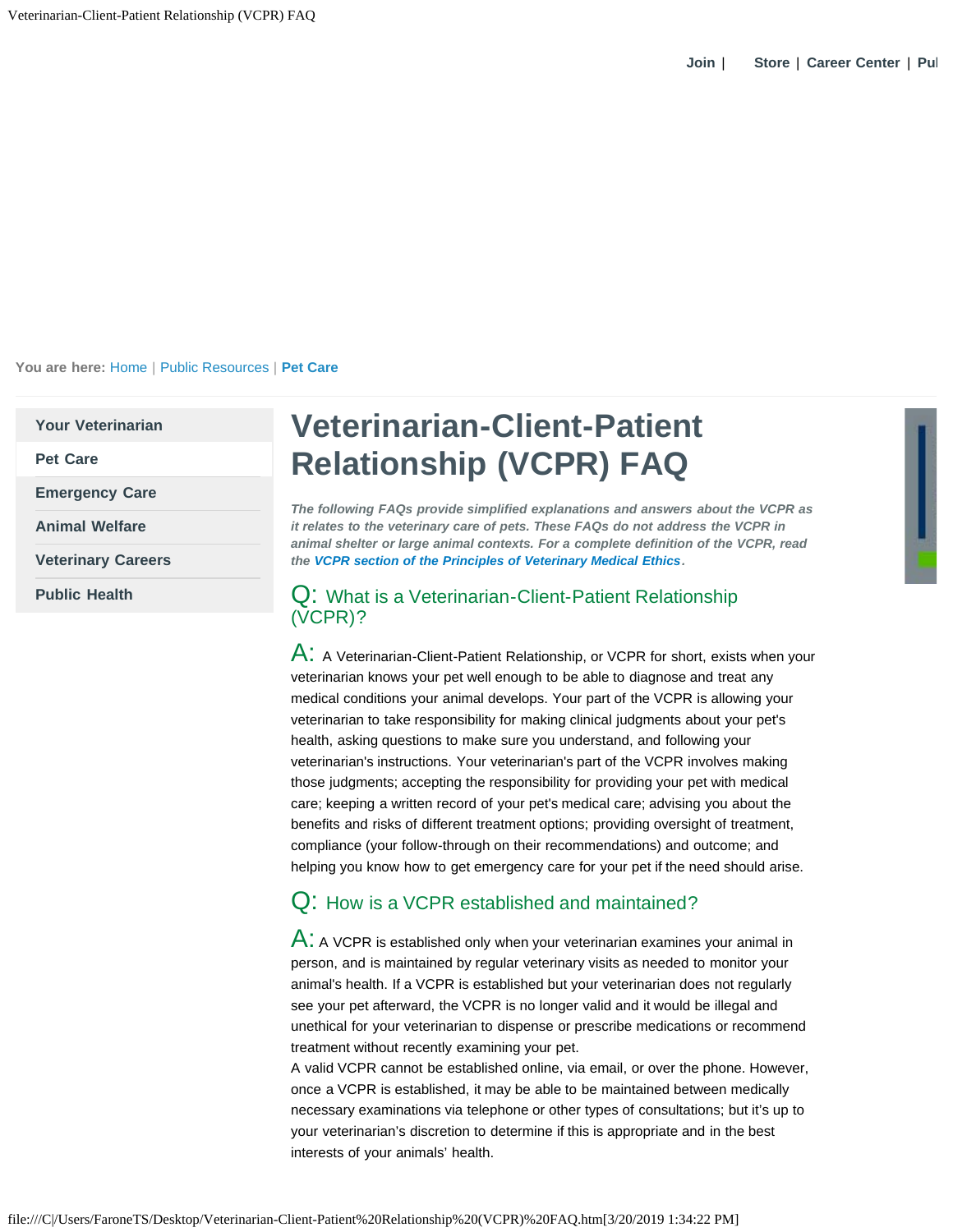Join | Store | Career Center | Pul

You are here: Home | Public Resources | **Pet Care**

- Your Veterinarian
- Pet Care
- Emergency Care
- Animal Welfare
- Veterinary Careers
- Public Health

# Veterinarian-Client-Patient Relationship (VCPR) FAQ

***The following FAQs provide simplified explanations and answers about the VCPR as it relates to the veterinary care of pets. These FAQs do not address the VCPR in animal shelter or large animal contexts. For a complete definition of the VCPR, read the VCPR section of the Principles of Veterinary Medical Ethics.***

## Q: What is a Veterinarian-Client-Patient Relationship (VCPR)?

A: A Veterinarian-Client-Patient Relationship, or VCPR for short, exists when your veterinarian knows your pet well enough to be able to diagnose and treat any medical conditions your animal develops. Your part of the VCPR is allowing your veterinarian to take responsibility for making clinical judgments about your pet's health, asking questions to make sure you understand, and following your veterinarian's instructions. Your veterinarian's part of the VCPR involves making those judgments; accepting the responsibility for providing your pet with medical care; keeping a written record of your pet's medical care; advising you about the benefits and risks of different treatment options; providing oversight of treatment, compliance (your follow-through on their recommendations) and outcome; and helping you know how to get emergency care for your pet if the need should arise.

## Q: How is a VCPR established and maintained?

A: A VCPR is established only when your veterinarian examines your animal in person, and is maintained by regular veterinary visits as needed to monitor your animal's health. If a VCPR is established but your veterinarian does not regularly see your pet afterward, the VCPR is no longer valid and it would be illegal and unethical for your veterinarian to dispense or prescribe medications or recommend treatment without recently examining your pet.

A valid VCPR cannot be established online, via email, or over the phone. However, once a VCPR is established, it may be able to be maintained between medically necessary examinations via telephone or other types of consultations; but it's up to your veterinarian's discretion to determine if this is appropriate and in the best interests of your animals' health.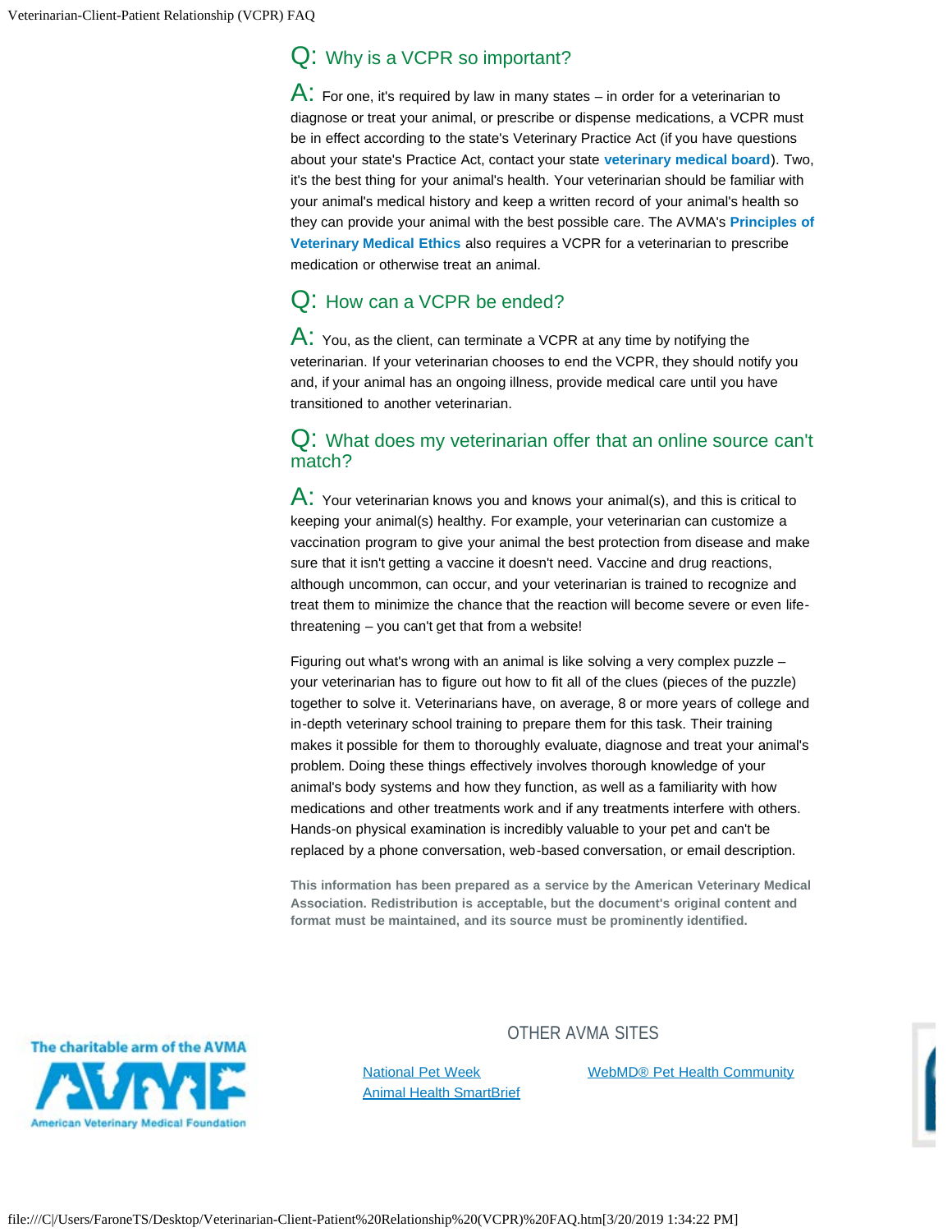## Q: Why is a VCPR so important?

**A:** For one, it's required by law in many states – in order for a veterinarian to diagnose or treat your animal, or prescribe or dispense medications, a VCPR must be in effect according to the state's Veterinary Practice Act (if you have questions about your state's Practice Act, contact your state **veterinary medical board**). Two, it's the best thing for your animal's health. Your veterinarian should be familiar with your animal's medical history and keep a written record of your animal's health so they can provide your animal with the best possible care. The AVMA's **Principles of Veterinary Medical Ethics** also requires a VCPR for a veterinarian to prescribe medication or otherwise treat an animal.

## Q: How can a VCPR be ended?

**A:** You, as the client, can terminate a VCPR at any time by notifying the veterinarian. If your veterinarian chooses to end the VCPR, they should notify you and, if your animal has an ongoing illness, provide medical care until you have transitioned to another veterinarian.

## Q: What does my veterinarian offer that an online source can't match?

**A:** Your veterinarian knows you and knows your animal(s), and this is critical to keeping your animal(s) healthy. For example, your veterinarian can customize a vaccination program to give your animal the best protection from disease and make sure that it isn't getting a vaccine it doesn't need. Vaccine and drug reactions, although uncommon, can occur, and your veterinarian is trained to recognize and treat them to minimize the chance that the reaction will become severe or even life-threatening – you can't get that from a website!

Figuring out what's wrong with an animal is like solving a very complex puzzle – your veterinarian has to figure out how to fit all of the clues (pieces of the puzzle) together to solve it. Veterinarians have, on average, 8 or more years of college and in-depth veterinary school training to prepare them for this task. Their training makes it possible for them to thoroughly evaluate, diagnose and treat your animal's problem. Doing these things effectively involves thorough knowledge of your animal's body systems and how they function, as well as a familiarity with how medications and other treatments work and if any treatments interfere with others. Hands-on physical examination is incredibly valuable to your pet and can't be replaced by a phone conversation, web-based conversation, or email description.

**This information has been prepared as a service by the American Veterinary Medical Association. Redistribution is acceptable, but the document's original content and format must be maintained, and its source must be prominently identified.**

The charitable arm of the AVMA
AVMF
American Veterinary Medical Foundation

OTHER AVMA SITES

National Pet Week
Animal Health SmartBrief
WebMD® Pet Health Community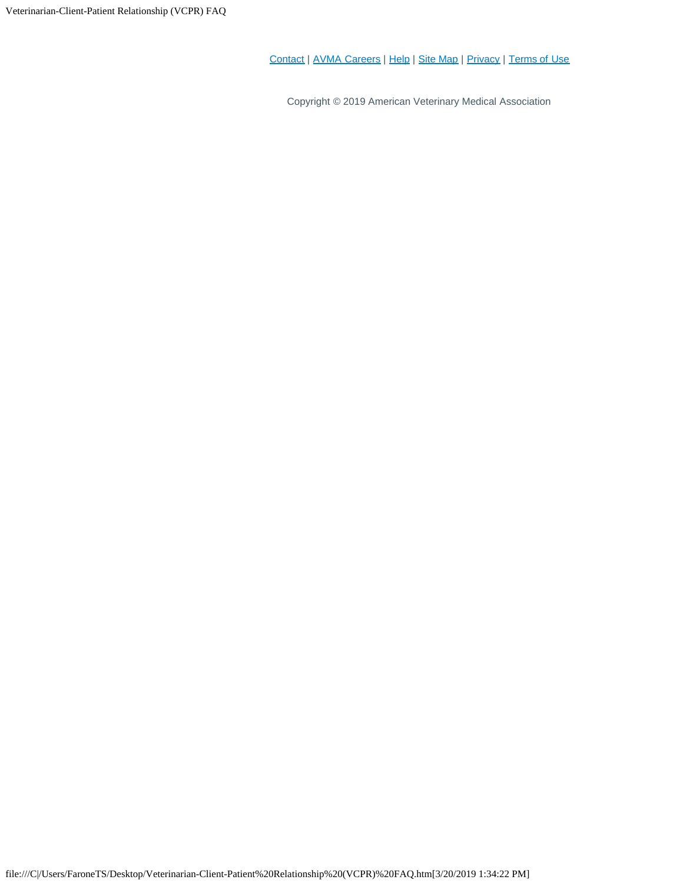Contact | AVMA Careers | Help | Site Map | Privacy | Terms of Use

Copyright © 2019 American Veterinary Medical Association